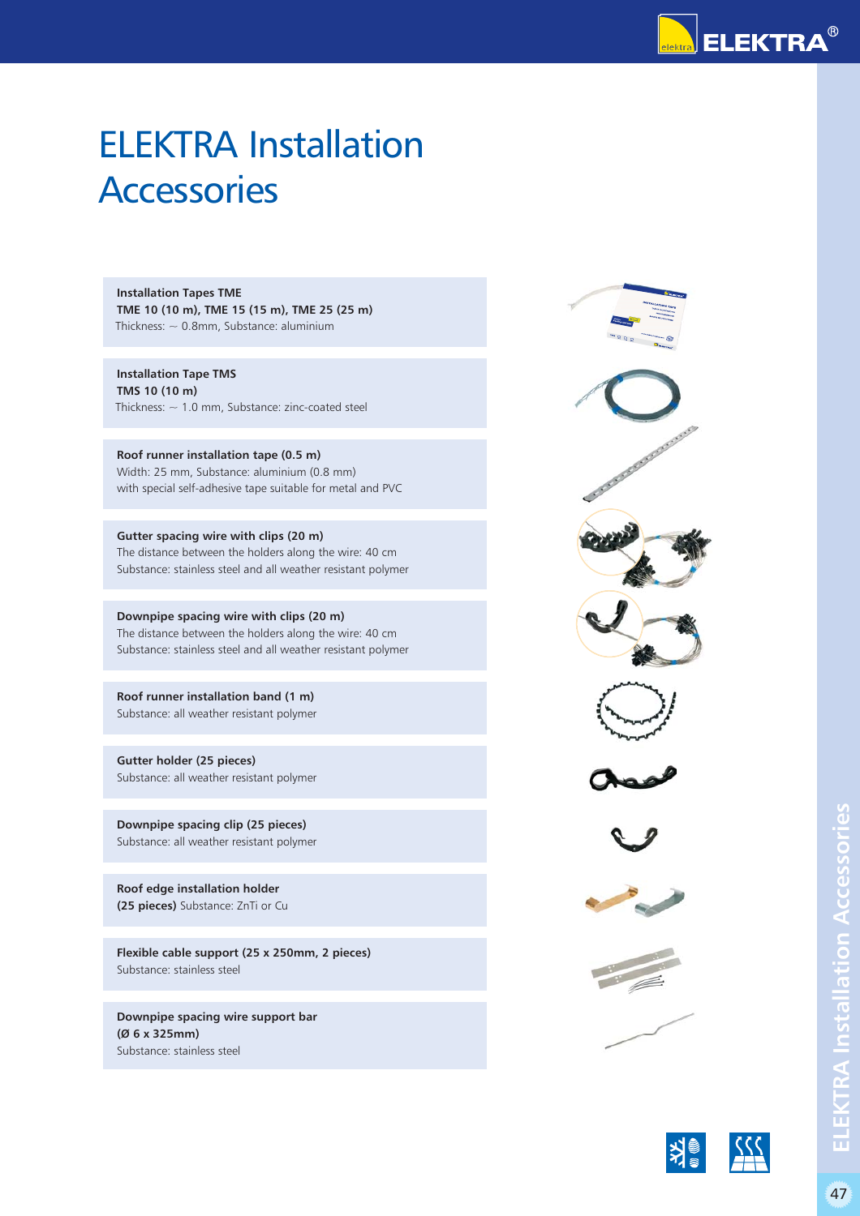# ELEKTRA Installation Accessories

**Installation Tapes TME**
**TME 10 (10 m), TME 15 (15 m), TME 25 (25 m)**
Thickness: ~ 0.8mm, Substance: aluminium

**Installation Tape TMS**
**TMS 10 (10 m)**
Thickness: ~ 1.0 mm, Substance: zinc-coated steel

**Roof runner installation tape (0.5 m)**
Width: 25 mm, Substance: aluminium (0.8 mm)
with special self-adhesive tape suitable for metal and PVC

**Gutter spacing wire with clips (20 m)**
The distance between the holders along the wire: 40 cm
Substance: stainless steel and all weather resistant polymer

**Downpipe spacing wire with clips (20 m)**
The distance between the holders along the wire: 40 cm
Substance: stainless steel and all weather resistant polymer

**Roof runner installation band (1 m)**
Substance: all weather resistant polymer

**Gutter holder (25 pieces)**
Substance: all weather resistant polymer

**Downpipe spacing clip (25 pieces)**
Substance: all weather resistant polymer

**Roof edge installation holder**
**(25 pieces)** Substance: ZnTi or Cu

**Flexible cable support (25 x 250mm, 2 pieces)**
Substance: stainless steel

**Downpipe spacing wire support bar**
**(Ø 6 x 325mm)**
Substance: stainless steel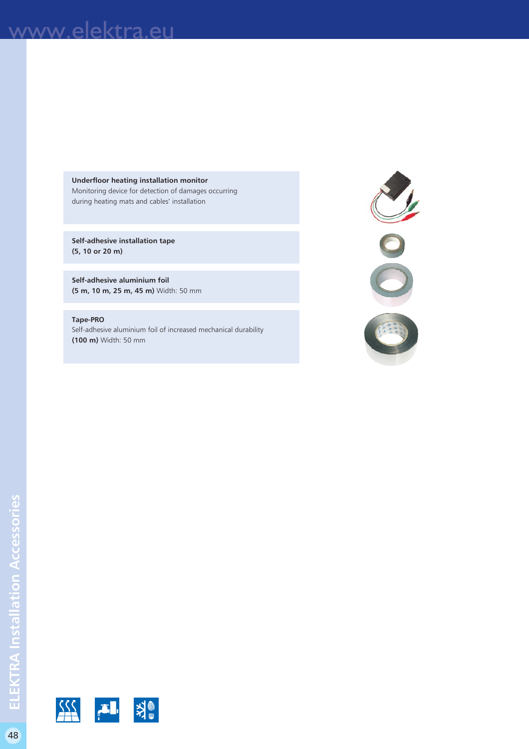**Underflfloor heating installation monitor**
Monitoring device for detection of damages occurring during heating mats and cables' installation

**Self-adhesive installation tape**
**(5, 10 or 20 m)**

**Self-adhesive aluminium foil**
**(5 m, 10 m, 25 m, 45 m)** Width: 50 mm

**Tape-PRO**
Self-adhesive aluminium foil of increased mechanical durability
**(100 m)** Width: 50 mm